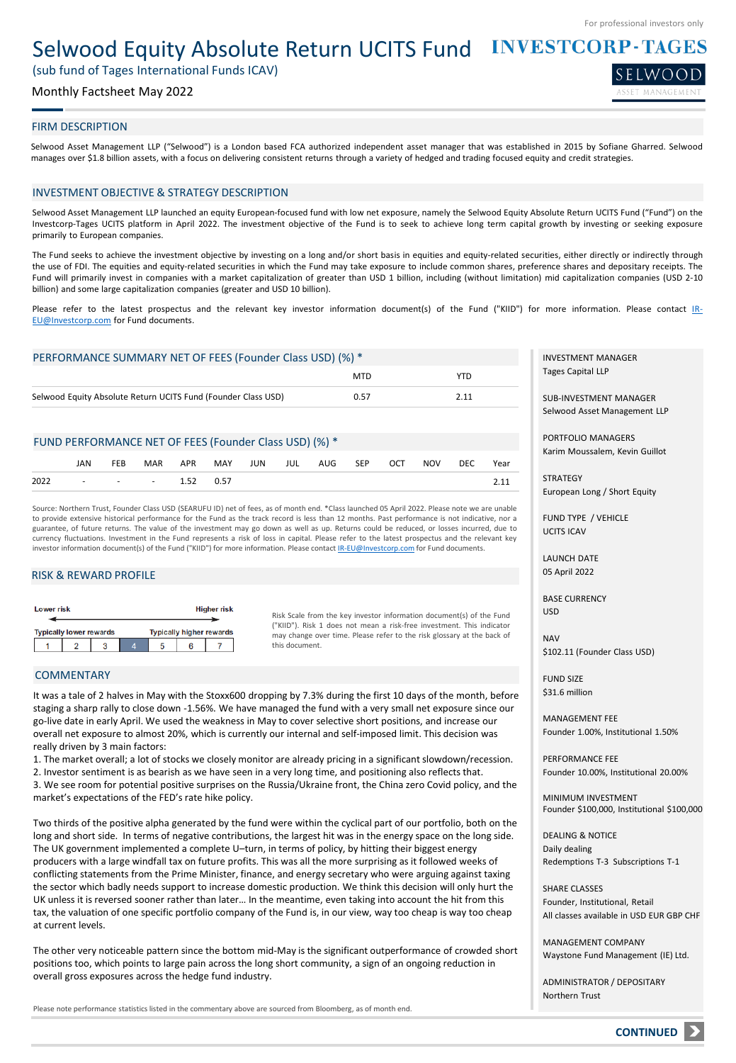For professional investors only

# Selwood Equity Absolute Return UCITS Fund

(sub fund of Tages International Funds ICAV)

Monthly Factsheet May 2022

INVESTCORP-TAGES

SELWOOD ASSET MANAGEMENT

## FIRM DESCRIPTION

Selwood Asset Management LLP ("Selwood") is a London based FCA authorized independent asset manager that was established in 2015 by Sofiane Gharred. Selwood manages over $1.8 billion assets, with a focus on delivering consistent returns through a variety of hedged and trading focused equity and credit strategies.

## INVESTMENT OBJECTIVE & STRATEGY DESCRIPTION

Selwood Asset Management LLP launched an equity European-focused fund with low net exposure, namely the Selwood Equity Absolute Return UCITS Fund ("Fund") on the Investcorp-Tages UCITS platform in April 2022. The investment objective of the Fund is to seek to achieve long term capital growth by investing or seeking exposure primarily to European companies.

The Fund seeks to achieve the investment objective by investing on a long and/or short basis in equities and equity-related securities, either directly or indirectly through the use of FDI. The equities and equity-related securities in which the Fund may take exposure to include common shares, preference shares and depositary receipts. The Fund will primarily invest in companies with a market capitalization of greater than USD 1 billion, including (without limitation) mid capitalization companies (USD 2-10 billion) and some large capitalization companies (greater and USD 10 billion).

Please refer to the latest prospectus and the relevant key investor information document(s) of the Fund ("KIID") for more information. Please contact IR-EU@Investcorp.com for Fund documents.

## PERFORMANCE SUMMARY NET OF FEES (Founder Class USD) (%) *

| | MTD | YTD |
|---|---|---|
| Selwood Equity Absolute Return UCITS Fund (Founder Class USD) | 0.57 | 2.11 |

## FUND PERFORMANCE NET OF FEES (Founder Class USD) (%) *

| | JAN | FEB | MAR | APR | MAY | JUN | JUL | AUG | SEP | OCT | NOV | DEC | Year |
|---|---|---|---|---|---|---|---|---|---|---|---|---|---|
| 2022 | - | - | - | 1.52 | 0.57 | | | | | | | | 2.11 |

Source: Northern Trust, Founder Class USD (SEARUFU ID) net of fees, as of month end. *Class launched 05 April 2022. Please note we are unable to provide extensive historical performance for the Fund as the track record is less than 12 months. Past performance is not indicative, nor a guarantee, of future returns. The value of the investment may go down as well as up. Returns could be reduced, or losses incurred, due to currency fluctuations. Investment in the Fund represents a risk of loss in capital. Please refer to the latest prospectus and the relevant key investor information document(s) of the Fund ("KIID") for more information. Please contact IR-EU@Investcorp.com for Fund documents.

## RISK & REWARD PROFILE

Lower risk — Higher risk

Typically lower rewards — Typically higher rewards

| 1 | 2 | 3 | **4** | 5 | 6 | 7 |
|---|---|---|---|---|---|---|

Risk Scale from the key investor information document(s) of the Fund ("KIID"). Risk 1 does not mean a risk-free investment. This indicator may change over time. Please refer to the risk glossary at the back of this document.

## COMMENTARY

It was a tale of 2 halves in May with the Stoxx600 dropping by 7.3% during the first 10 days of the month, before staging a sharp rally to close down -1.56%. We have managed the fund with a very small net exposure since our go-live date in early April. We used the weakness in May to cover selective short positions, and increase our overall net exposure to almost 20%, which is currently our internal and self-imposed limit. This decision was really driven by 3 main factors:

1. The market overall; a lot of stocks we closely monitor are already pricing in a significant slowdown/recession.
2. Investor sentiment is as bearish as we have seen in a very long time, and positioning also reflects that.
3. We see room for potential positive surprises on the Russia/Ukraine front, the China zero Covid policy, and the market's expectations of the FED's rate hike policy.

Two thirds of the positive alpha generated by the fund were within the cyclical part of our portfolio, both on the long and short side. In terms of negative contributions, the largest hit was in the energy space on the long side. The UK government implemented a complete U–turn, in terms of policy, by hitting their biggest energy producers with a large windfall tax on future profits. This was all the more surprising as it followed weeks of conflicting statements from the Prime Minister, finance, and energy secretary who were arguing against taxing the sector which badly needs support to increase domestic production. We think this decision will only hurt the UK unless it is reversed sooner rather than later… In the meantime, even taking into account the hit from this tax, the valuation of one specific portfolio company of the Fund is, in our view, way too cheap is way too cheap at current levels.

The other very noticeable pattern since the bottom mid-May is the significant outperformance of crowded short positions too, which points to large pain across the long short community, a sign of an ongoing reduction in overall gross exposures across the hedge fund industry.

Please note performance statistics listed in the commentary above are sourced from Bloomberg, as of month end.

**INVESTMENT MANAGER**
Tages Capital LLP

**SUB-INVESTMENT MANAGER**
Selwood Asset Management LLP

**PORTFOLIO MANAGERS**
Karim Moussalem, Kevin Guillot

**STRATEGY**
European Long / Short Equity

**FUND TYPE / VEHICLE**
UCITS ICAV

**LAUNCH DATE**
05 April 2022

**BASE CURRENCY**
USD

**NAV**
$102.11 (Founder Class USD)

**FUND SIZE**
$31.6 million

**MANAGEMENT FEE**
Founder 1.00%, Institutional 1.50%

**PERFORMANCE FEE**
Founder 10.00%, Institutional 20.00%

**MINIMUM INVESTMENT**
Founder $100,000, Institutional $100,000

**DEALING & NOTICE**
Daily dealing
Redemptions T-3 Subscriptions T-1

**SHARE CLASSES**
Founder, Institutional, Retail
All classes available in USD EUR GBP CHF

**MANAGEMENT COMPANY**
Waystone Fund Management (IE) Ltd.

**ADMINISTRATOR / DEPOSITARY**
Northern Trust

CONTINUED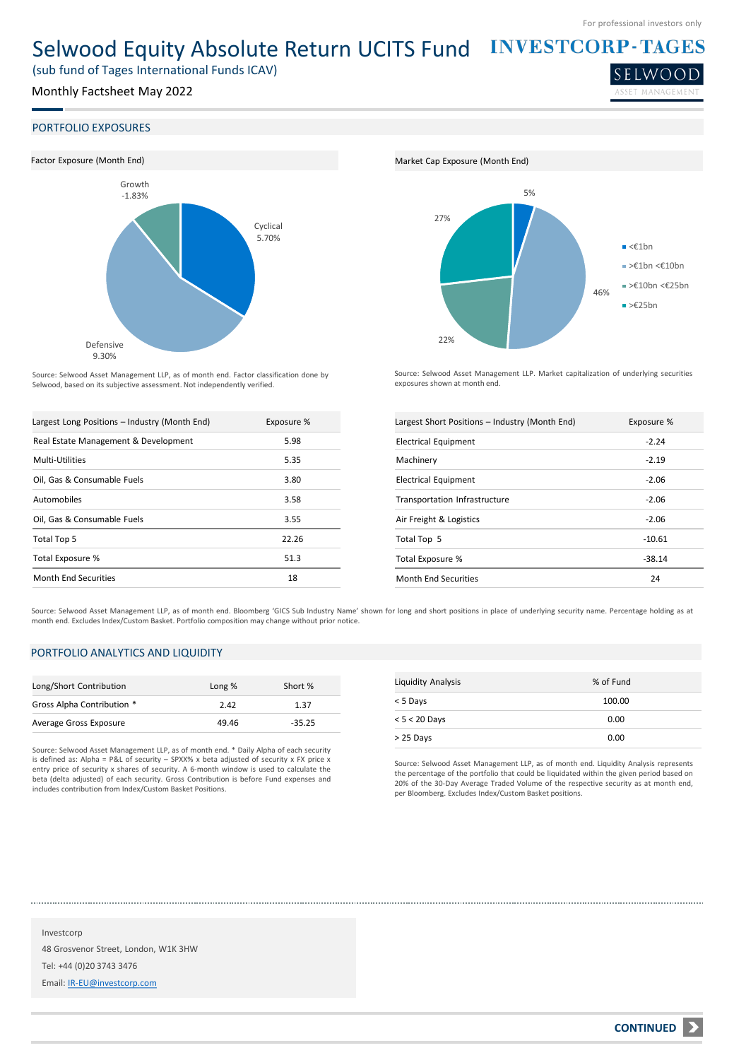# Selwood Equity Absolute Return UCITS Fund

(sub fund of Tages International Funds ICAV)

Monthly Factsheet May 2022

For professional investors only

INVESTCORP-TAGES

SELWOOD ASSET MANAGEMENT

## PORTFOLIO EXPOSURES

### Factor Exposure (Month End)

Growth -1.83%

Cyclical 5.70%

Defensive 9.30%

Source: Selwood Asset Management LLP, as of month end. Factor classification done by Selwood, based on its subjective assessment. Not independently verified.

### Market Cap Exposure (Month End)

- <€1bn: 5%
- >€1bn <€10bn: 46%
- >€10bn <€25bn: 22%
- >€25bn: 27%

Source: Selwood Asset Management LLP. Market capitalization of underlying securities exposures shown at month end.

| Largest Long Positions – Industry (Month End) | Exposure % |
|---|---|
| Real Estate Management & Development | 5.98 |
| Multi-Utilities | 5.35 |
| Oil, Gas & Consumable Fuels | 3.80 |
| Automobiles | 3.58 |
| Oil, Gas & Consumable Fuels | 3.55 |
| Total Top 5 | 22.26 |
| Total Exposure % | 51.3 |
| Month End Securities | 18 |

| Largest Short Positions – Industry (Month End) | Exposure % |
|---|---|
| Electrical Equipment | -2.24 |
| Machinery | -2.19 |
| Electrical Equipment | -2.06 |
| Transportation Infrastructure | -2.06 |
| Air Freight & Logistics | -2.06 |
| Total Top 5 | -10.61 |
| Total Exposure % | -38.14 |
| Month End Securities | 24 |

Source: Selwood Asset Management LLP, as of month end. Bloomberg 'GICS Sub Industry Name' shown for long and short positions in place of underlying security name. Percentage holding as at month end. Excludes Index/Custom Basket. Portfolio composition may change without prior notice.

## PORTFOLIO ANALYTICS AND LIQUIDITY

| Long/Short Contribution | Long % | Short % |
|---|---|---|
| Gross Alpha Contribution * | 2.42 | 1.37 |
| Average Gross Exposure | 49.46 | -35.25 |

Source: Selwood Asset Management LLP, as of month end. * Daily Alpha of each security is defined as: Alpha = P&L of security – SPXX% x beta adjusted of security x FX price x entry price of security x shares of security. A 6-month window is used to calculate the beta (delta adjusted) of each security. Gross Contribution is before Fund expenses and includes contribution from Index/Custom Basket Positions.

| Liquidity Analysis | % of Fund |
|---|---|
| < 5 Days | 100.00 |
| < 5 < 20 Days | 0.00 |
| > 25 Days | 0.00 |

Source: Selwood Asset Management LLP, as of month end. Liquidity Analysis represents the percentage of the portfolio that could be liquidated within the given period based on 20% of the 30-Day Average Traded Volume of the respective security as at month end, per Bloomberg. Excludes Index/Custom Basket positions.

Investcorp
48 Grosvenor Street, London, W1K 3HW
Tel: +44 (0)20 3743 3476
Email: IR-EU@investcorp.com

CONTINUED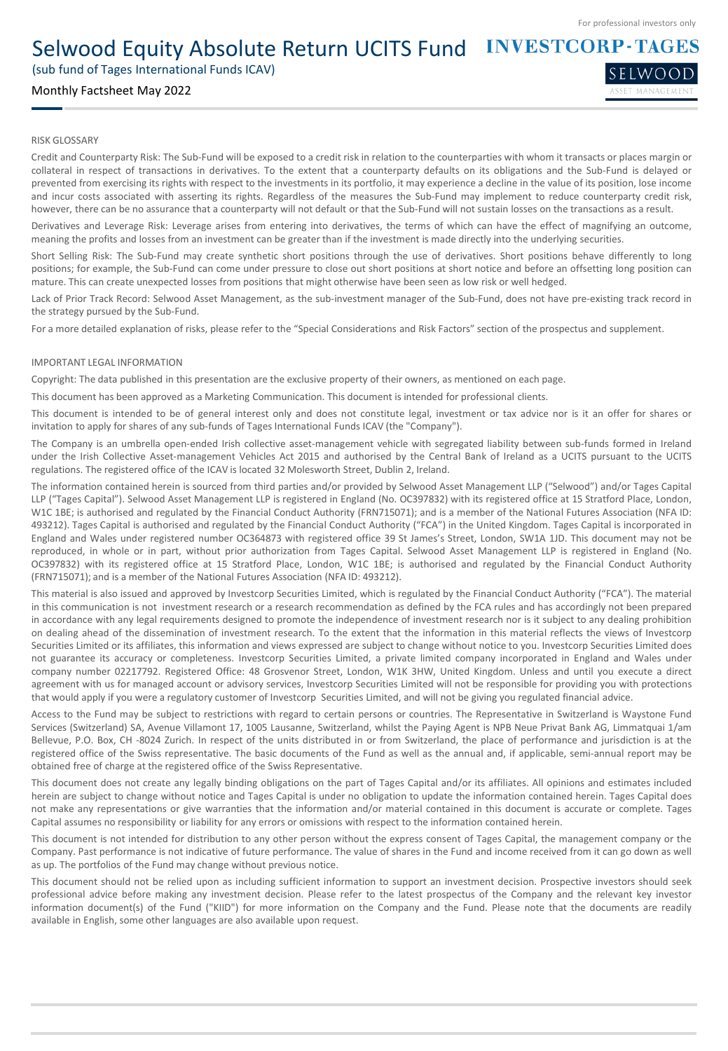RISK GLOSSARY

Credit and Counterparty Risk: The Sub-Fund will be exposed to a credit risk in relation to the counterparties with whom it transacts or places margin or collateral in respect of transactions in derivatives. To the extent that a counterparty defaults on its obligations and the Sub-Fund is delayed or prevented from exercising its rights with respect to the investments in its portfolio, it may experience a decline in the value of its position, lose income and incur costs associated with asserting its rights. Regardless of the measures the Sub-Fund may implement to reduce counterparty credit risk, however, there can be no assurance that a counterparty will not default or that the Sub-Fund will not sustain losses on the transactions as a result.

Derivatives and Leverage Risk: Leverage arises from entering into derivatives, the terms of which can have the effect of magnifying an outcome, meaning the profits and losses from an investment can be greater than if the investment is made directly into the underlying securities.

Short Selling Risk: The Sub-Fund may create synthetic short positions through the use of derivatives. Short positions behave differently to long positions; for example, the Sub-Fund can come under pressure to close out short positions at short notice and before an offsetting long position can mature. This can create unexpected losses from positions that might otherwise have been seen as low risk or well hedged.

Lack of Prior Track Record: Selwood Asset Management, as the sub-investment manager of the Sub-Fund, does not have pre-existing track record in the strategy pursued by the Sub-Fund.

For a more detailed explanation of risks, please refer to the "Special Considerations and Risk Factors" section of the prospectus and supplement.

IMPORTANT LEGAL INFORMATION

Copyright: The data published in this presentation are the exclusive property of their owners, as mentioned on each page.

This document has been approved as a Marketing Communication. This document is intended for professional clients.

This document is intended to be of general interest only and does not constitute legal, investment or tax advice nor is it an offer for shares or invitation to apply for shares of any sub-funds of Tages International Funds ICAV (the "Company").

The Company is an umbrella open-ended Irish collective asset-management vehicle with segregated liability between sub-funds formed in Ireland under the Irish Collective Asset-management Vehicles Act 2015 and authorised by the Central Bank of Ireland as a UCITS pursuant to the UCITS regulations. The registered office of the ICAV is located 32 Molesworth Street, Dublin 2, Ireland.

The information contained herein is sourced from third parties and/or provided by Selwood Asset Management LLP ("Selwood") and/or Tages Capital LLP ("Tages Capital"). Selwood Asset Management LLP is registered in England (No. OC397832) with its registered office at 15 Stratford Place, London, W1C 1BE; is authorised and regulated by the Financial Conduct Authority (FRN715071); and is a member of the National Futures Association (NFA ID: 493212). Tages Capital is authorised and regulated by the Financial Conduct Authority ("FCA") in the United Kingdom. Tages Capital is incorporated in England and Wales under registered number OC364873 with registered office 39 St James's Street, London, SW1A 1JD. This document may not be reproduced, in whole or in part, without prior authorization from Tages Capital. Selwood Asset Management LLP is registered in England (No. OC397832) with its registered office at 15 Stratford Place, London, W1C 1BE; is authorised and regulated by the Financial Conduct Authority (FRN715071); and is a member of the National Futures Association (NFA ID: 493212).

This material is also issued and approved by Investcorp Securities Limited, which is regulated by the Financial Conduct Authority ("FCA"). The material in this communication is not investment research or a research recommendation as defined by the FCA rules and has accordingly not been prepared in accordance with any legal requirements designed to promote the independence of investment research nor is it subject to any dealing prohibition on dealing ahead of the dissemination of investment research. To the extent that the information in this material reflects the views of Investcorp Securities Limited or its affiliates, this information and views expressed are subject to change without notice to you. Investcorp Securities Limited does not guarantee its accuracy or completeness. Investcorp Securities Limited, a private limited company incorporated in England and Wales under company number 02217792. Registered Office: 48 Grosvenor Street, London, W1K 3HW, United Kingdom. Unless and until you execute a direct agreement with us for managed account or advisory services, Investcorp Securities Limited will not be responsible for providing you with protections that would apply if you were a regulatory customer of Investcorp Securities Limited, and will not be giving you regulated financial advice.

Access to the Fund may be subject to restrictions with regard to certain persons or countries. The Representative in Switzerland is Waystone Fund Services (Switzerland) SA, Avenue Villamont 17, 1005 Lausanne, Switzerland, whilst the Paying Agent is NPB Neue Privat Bank AG, Limmatquai 1/am Bellevue, P.O. Box, CH -8024 Zurich. In respect of the units distributed in or from Switzerland, the place of performance and jurisdiction is at the registered office of the Swiss representative. The basic documents of the Fund as well as the annual and, if applicable, semi-annual report may be obtained free of charge at the registered office of the Swiss Representative.

This document does not create any legally binding obligations on the part of Tages Capital and/or its affiliates. All opinions and estimates included herein are subject to change without notice and Tages Capital is under no obligation to update the information contained herein. Tages Capital does not make any representations or give warranties that the information and/or material contained in this document is accurate or complete. Tages Capital assumes no responsibility or liability for any errors or omissions with respect to the information contained herein.

This document is not intended for distribution to any other person without the express consent of Tages Capital, the management company or the Company. Past performance is not indicative of future performance. The value of shares in the Fund and income received from it can go down as well as up. The portfolios of the Fund may change without previous notice.

This document should not be relied upon as including sufficient information to support an investment decision. Prospective investors should seek professional advice before making any investment decision. Please refer to the latest prospectus of the Company and the relevant key investor information document(s) of the Fund ("KIID") for more information on the Company and the Fund. Please note that the documents are readily available in English, some other languages are also available upon request.